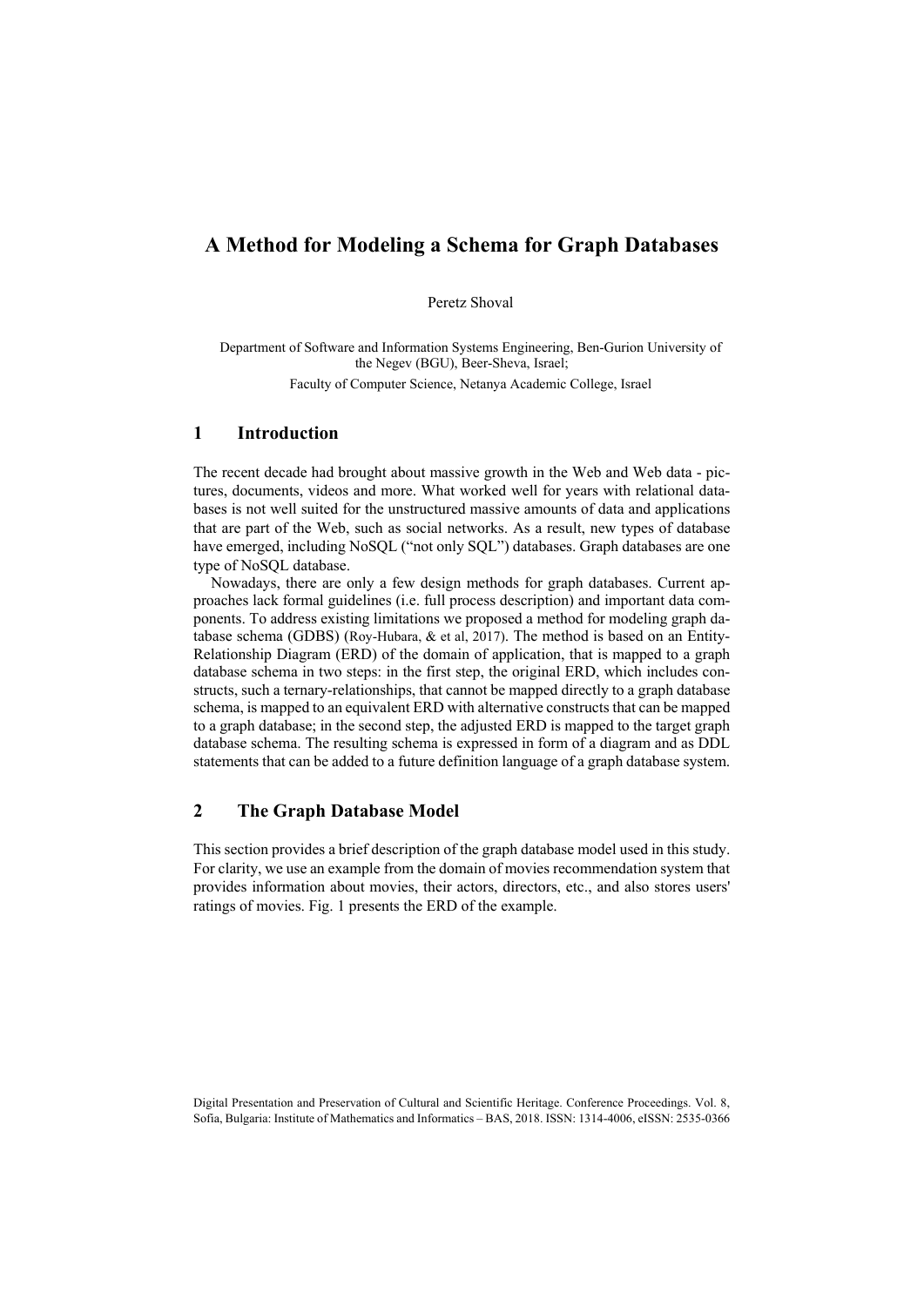# A Method for Modeling a Schema for Graph Databases

Peretz Shoval

Department of Software and Information Systems Engineering, Ben-Gurion University of the Negev (BGU), Beer-Sheva, Israel;
Faculty of Computer Science, Netanya Academic College, Israel

## 1 Introduction

The recent decade had brought about massive growth in the Web and Web data - pictures, documents, videos and more. What worked well for years with relational databases is not well suited for the unstructured massive amounts of data and applications that are part of the Web, such as social networks. As a result, new types of database have emerged, including NoSQL ("not only SQL") databases. Graph databases are one type of NoSQL database.

Nowadays, there are only a few design methods for graph databases. Current approaches lack formal guidelines (i.e. full process description) and important data components. To address existing limitations we proposed a method for modeling graph database schema (GDBS) (Roy-Hubara, & et al, 2017). The method is based on an Entity-Relationship Diagram (ERD) of the domain of application, that is mapped to a graph database schema in two steps: in the first step, the original ERD, which includes constructs, such a ternary-relationships, that cannot be mapped directly to a graph database schema, is mapped to an equivalent ERD with alternative constructs that can be mapped to a graph database; in the second step, the adjusted ERD is mapped to the target graph database schema. The resulting schema is expressed in form of a diagram and as DDL statements that can be added to a future definition language of a graph database system.

## 2 The Graph Database Model

This section provides a brief description of the graph database model used in this study. For clarity, we use an example from the domain of movies recommendation system that provides information about movies, their actors, directors, etc., and also stores users' ratings of movies. Fig. 1 presents the ERD of the example.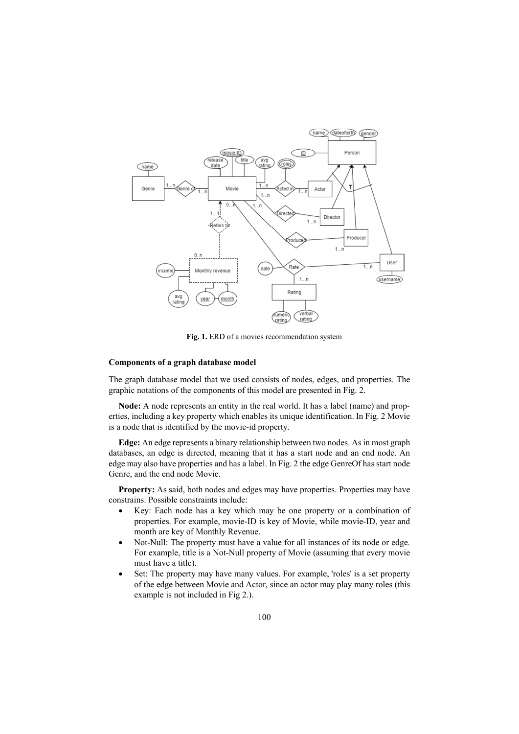Fig. 1. ERD of a movies recommendation system

### Components of a graph database model

The graph database model that we used consists of nodes, edges, and properties. The graphic notations of the components of this model are presented in Fig. 2.

**Node:** A node represents an entity in the real world. It has a label (name) and properties, including a key property which enables its unique identification. In Fig. 2 Movie is a node that is identified by the movie-id property.

**Edge:** An edge represents a binary relationship between two nodes. As in most graph databases, an edge is directed, meaning that it has a start node and an end node. An edge may also have properties and has a label. In Fig. 2 the edge GenreOf has start node Genre, and the end node Movie.

**Property:** As said, both nodes and edges may have properties. Properties may have constrains. Possible constraints include:

- Key: Each node has a key which may be one property or a combination of properties. For example, movie-ID is key of Movie, while movie-ID, year and month are key of Monthly Revenue.
- Not-Null: The property must have a value for all instances of its node or edge. For example, title is a Not-Null property of Movie (assuming that every movie must have a title).
- Set: The property may have many values. For example, 'roles' is a set property of the edge between Movie and Actor, since an actor may play many roles (this example is not included in Fig 2.).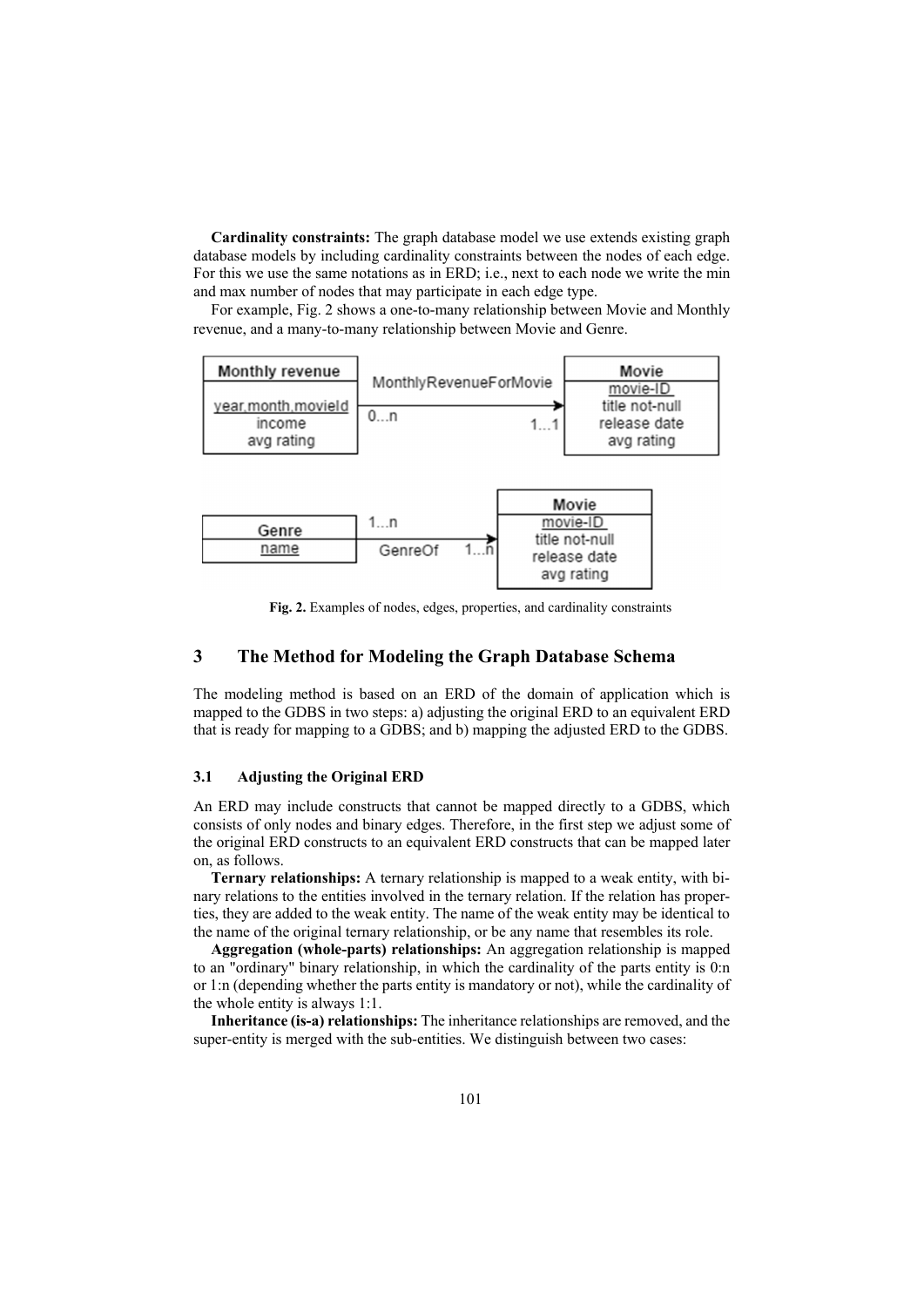**Cardinality constraints:** The graph database model we use extends existing graph database models by including cardinality constraints between the nodes of each edge. For this we use the same notations as in ERD; i.e., next to each node we write the min and max number of nodes that may participate in each edge type.

For example, Fig. 2 shows a one-to-many relationship between Movie and Monthly revenue, and a many-to-many relationship between Movie and Genre.

**Fig. 2.** Examples of nodes, edges, properties, and cardinality constraints

## 3 The Method for Modeling the Graph Database Schema

The modeling method is based on an ERD of the domain of application which is mapped to the GDBS in two steps: a) adjusting the original ERD to an equivalent ERD that is ready for mapping to a GDBS; and b) mapping the adjusted ERD to the GDBS.

### 3.1 Adjusting the Original ERD

An ERD may include constructs that cannot be mapped directly to a GDBS, which consists of only nodes and binary edges. Therefore, in the first step we adjust some of the original ERD constructs to an equivalent ERD constructs that can be mapped later on, as follows.

**Ternary relationships:** A ternary relationship is mapped to a weak entity, with binary relations to the entities involved in the ternary relation. If the relation has properties, they are added to the weak entity. The name of the weak entity may be identical to the name of the original ternary relationship, or be any name that resembles its role.

**Aggregation (whole-parts) relationships:** An aggregation relationship is mapped to an "ordinary" binary relationship, in which the cardinality of the parts entity is 0:n or 1:n (depending whether the parts entity is mandatory or not), while the cardinality of the whole entity is always 1:1.

**Inheritance (is-a) relationships:** The inheritance relationships are removed, and the super-entity is merged with the sub-entities. We distinguish between two cases: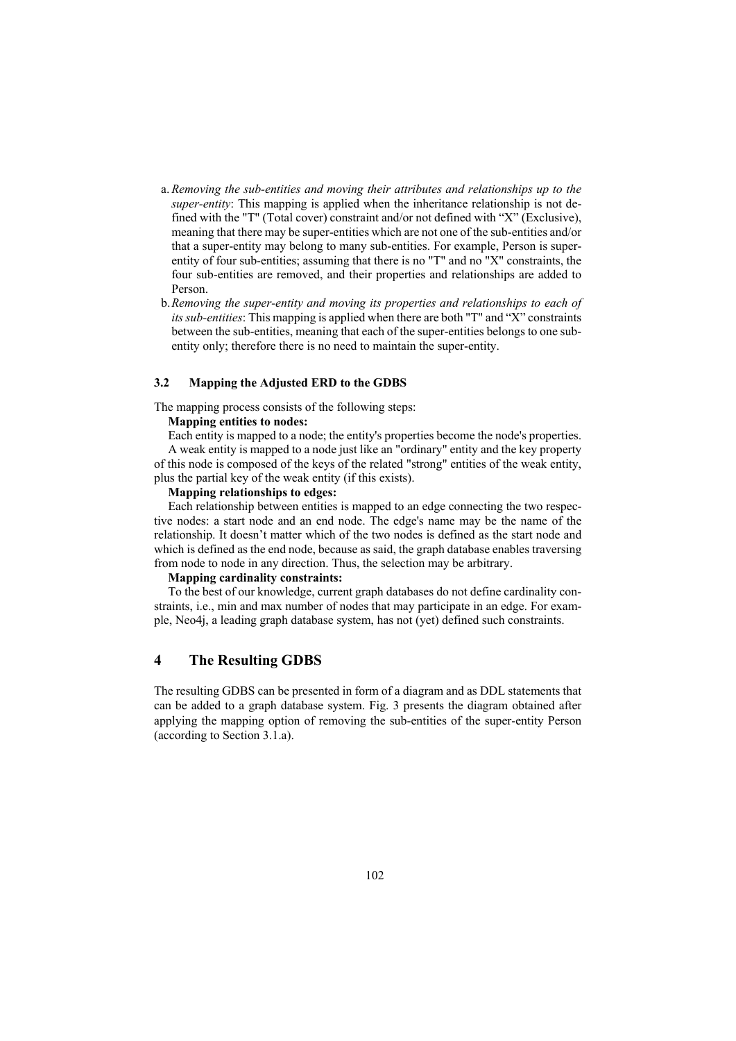a. *Removing the sub-entities and moving their attributes and relationships up to the super-entity*: This mapping is applied when the inheritance relationship is not defined with the "T" (Total cover) constraint and/or not defined with "X" (Exclusive), meaning that there may be super-entities which are not one of the sub-entities and/or that a super-entity may belong to many sub-entities. For example, Person is super-entity of four sub-entities; assuming that there is no "T" and no "X" constraints, the four sub-entities are removed, and their properties and relationships are added to Person.

b. *Removing the super-entity and moving its properties and relationships to each of its sub-entities*: This mapping is applied when there are both "T" and "X" constraints between the sub-entities, meaning that each of the super-entities belongs to one sub-entity only; therefore there is no need to maintain the super-entity.

### 3.2 Mapping the Adjusted ERD to the GDBS

The mapping process consists of the following steps:

**Mapping entities to nodes:**

Each entity is mapped to a node; the entity's properties become the node's properties.

A weak entity is mapped to a node just like an "ordinary" entity and the key property of this node is composed of the keys of the related "strong" entities of the weak entity, plus the partial key of the weak entity (if this exists).

**Mapping relationships to edges:**

Each relationship between entities is mapped to an edge connecting the two respective nodes: a start node and an end node. The edge's name may be the name of the relationship. It doesn't matter which of the two nodes is defined as the start node and which is defined as the end node, because as said, the graph database enables traversing from node to node in any direction. Thus, the selection may be arbitrary.

**Mapping cardinality constraints:**

To the best of our knowledge, current graph databases do not define cardinality constraints, i.e., min and max number of nodes that may participate in an edge. For example, Neo4j, a leading graph database system, has not (yet) defined such constraints.

## 4 The Resulting GDBS

The resulting GDBS can be presented in form of a diagram and as DDL statements that can be added to a graph database system. Fig. 3 presents the diagram obtained after applying the mapping option of removing the sub-entities of the super-entity Person (according to Section 3.1.a).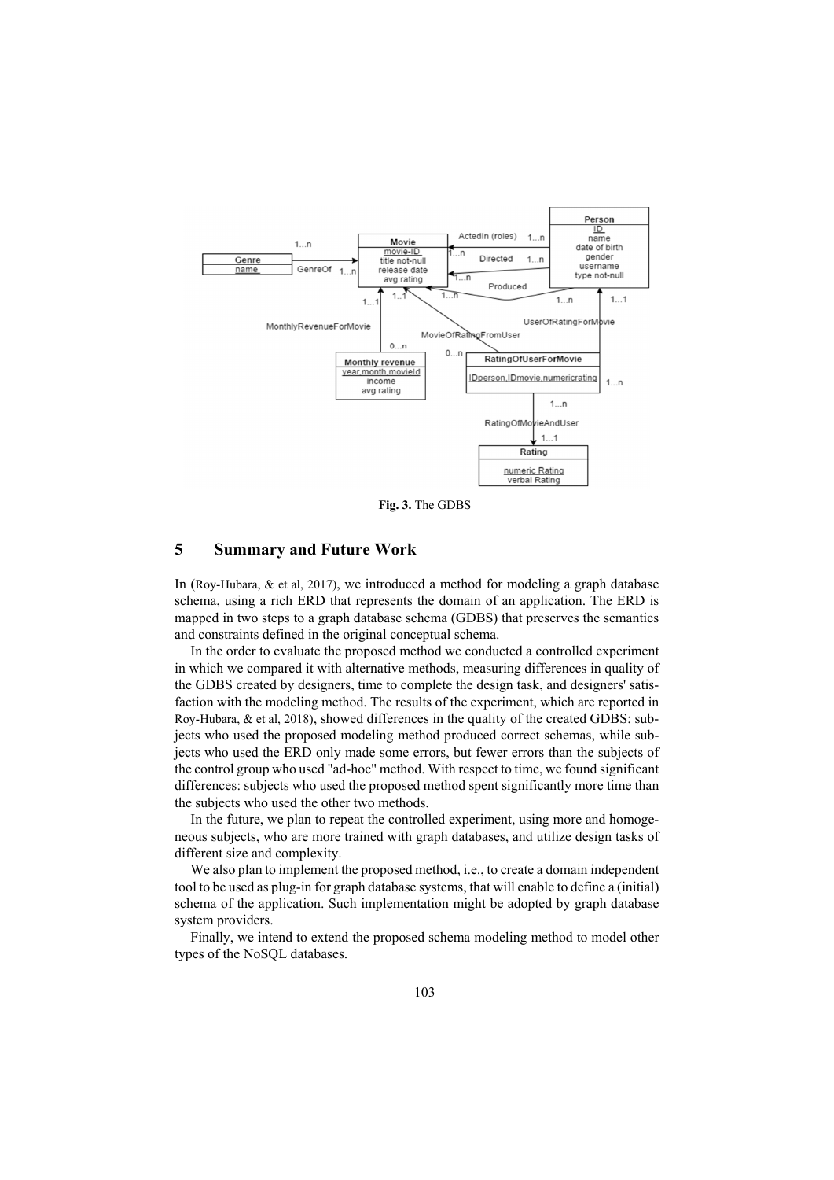**Fig. 3.** The GDBS

## 5 Summary and Future Work

In (Roy-Hubara, & et al, 2017), we introduced a method for modeling a graph database schema, using a rich ERD that represents the domain of an application. The ERD is mapped in two steps to a graph database schema (GDBS) that preserves the semantics and constraints defined in the original conceptual schema.

In the order to evaluate the proposed method we conducted a controlled experiment in which we compared it with alternative methods, measuring differences in quality of the GDBS created by designers, time to complete the design task, and designers' satisfaction with the modeling method. The results of the experiment, which are reported in Roy-Hubara, & et al, 2018), showed differences in the quality of the created GDBS: subjects who used the proposed modeling method produced correct schemas, while subjects who used the ERD only made some errors, but fewer errors than the subjects of the control group who used "ad-hoc" method. With respect to time, we found significant differences: subjects who used the proposed method spent significantly more time than the subjects who used the other two methods.

In the future, we plan to repeat the controlled experiment, using more and homogeneous subjects, who are more trained with graph databases, and utilize design tasks of different size and complexity.

We also plan to implement the proposed method, i.e., to create a domain independent tool to be used as plug-in for graph database systems, that will enable to define a (initial) schema of the application. Such implementation might be adopted by graph database system providers.

Finally, we intend to extend the proposed schema modeling method to model other types of the NoSQL databases.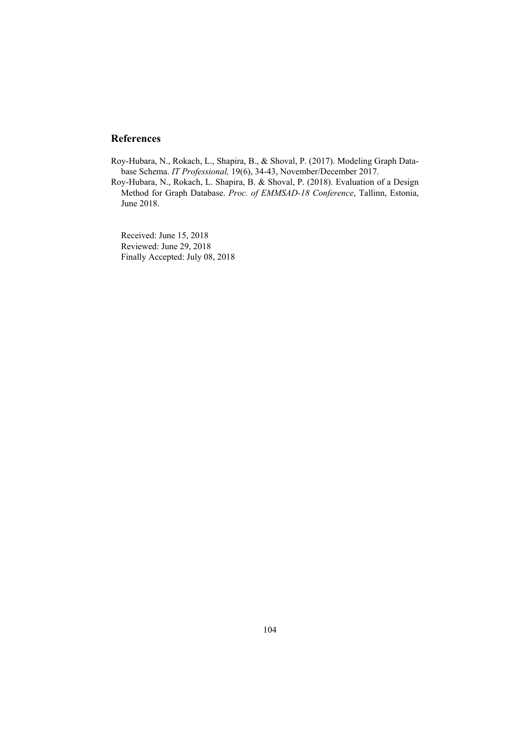## References

Roy-Hubara, N., Rokach, L., Shapira, B., & Shoval, P. (2017). Modeling Graph Database Schema. *IT Professional,* 19(6), 34-43, November/December 2017.

Roy-Hubara, N., Rokach, L. Shapira, B. & Shoval, P. (2018). Evaluation of a Design Method for Graph Database. *Proc. of EMMSAD-18 Conference*, Tallinn, Estonia, June 2018.

Received: June 15, 2018
Reviewed: June 29, 2018
Finally Accepted: July 08, 2018